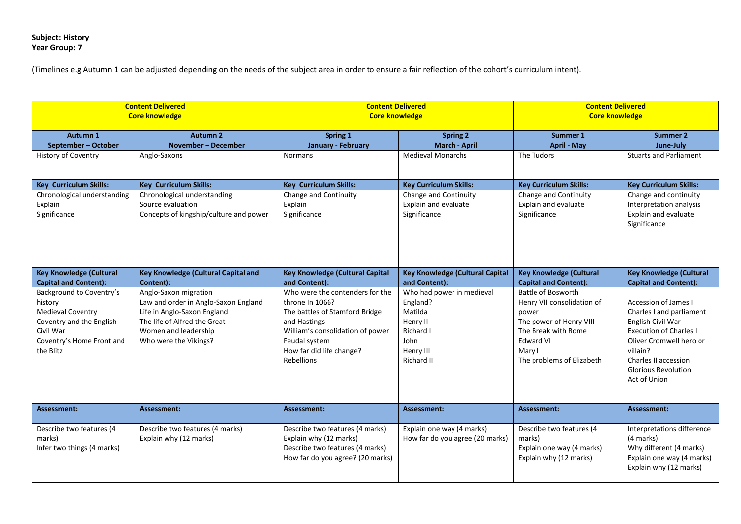**Subject: History**
**Year Group: 7**

(Timelines e.g Autumn 1 can be adjusted depending on the needs of the subject area in order to ensure a fair reflection of the cohort's curriculum intent).

| **Content Delivered Core knowledge** | | **Content Delivered Core knowledge** | | **Content Delivered Core knowledge** | |
|---|---|---|---|---|---|
| **Autumn 1 September – October** | **Autumn 2 November – December** | **Spring 1 January - February** | **Spring 2 March - April** | **Summer 1 April - May** | **Summer 2 June-July** |
| History of Coventry | Anglo-Saxons | Normans | Medieval Monarchs | The Tudors | Stuarts and Parliament |
| **Key Curriculum Skills:** | **Key Curriculum Skills:** | **Key Curriculum Skills:** | **Key Curriculum Skills:** | **Key Curriculum Skills:** | **Key Curriculum Skills:** |
| Chronological understanding<br>Explain<br>Significance | Chronological understanding<br>Source evaluation<br>Concepts of kingship/culture and power | Change and Continuity<br>Explain<br>Significance | Change and Continuity<br>Explain and evaluate<br>Significance | Change and Continuity<br>Explain and evaluate<br>Significance | Change and continuity<br>Interpretation analysis<br>Explain and evaluate<br>Significance |
| **Key Knowledge (Cultural Capital and Content):** | **Key Knowledge (Cultural Capital and Content):** | **Key Knowledge (Cultural Capital and Content):** | **Key Knowledge (Cultural Capital and Content):** | **Key Knowledge (Cultural Capital and Content):** | **Key Knowledge (Cultural Capital and Content):** |
| Background to Coventry's history<br>Medieval Coventry<br>Coventry and the English Civil War<br>Coventry's Home Front and the Blitz | Anglo-Saxon migration<br>Law and order in Anglo-Saxon England<br>Life in Anglo-Saxon England<br>The life of Alfred the Great<br>Women and leadership<br>Who were the Vikings? | Who were the contenders for the throne In 1066?<br>The battles of Stamford Bridge and Hastings<br>William's consolidation of power<br>Feudal system<br>How far did life change?<br>Rebellions | Who had power in medieval England?<br>Matilda<br>Henry II<br>Richard I<br>John<br>Henry III<br>Richard II | Battle of Bosworth<br>Henry VII consolidation of power<br>The power of Henry VIII<br>The Break with Rome<br>Edward VI<br>Mary I<br>The problems of Elizabeth | Accession of James I<br>Charles I and parliament<br>English Civil War<br>Execution of Charles I<br>Oliver Cromwell hero or villain?<br>Charles II accession<br>Glorious Revolution<br>Act of Union |
| **Assessment:** | **Assessment:** | **Assessment:** | **Assessment:** | **Assessment:** | **Assessment:** |
| Describe two features (4 marks)<br>Infer two things (4 marks) | Describe two features (4 marks)<br>Explain why (12 marks) | Describe two features (4 marks)<br>Explain why (12 marks)<br>Describe two features (4 marks)<br>How far do you agree? (20 marks) | Explain one way (4 marks)<br>How far do you agree (20 marks) | Describe two features (4 marks)<br>Explain one way (4 marks)<br>Explain why (12 marks) | Interpretations difference (4 marks)<br>Why different (4 marks)<br>Explain one way (4 marks)<br>Explain why (12 marks) |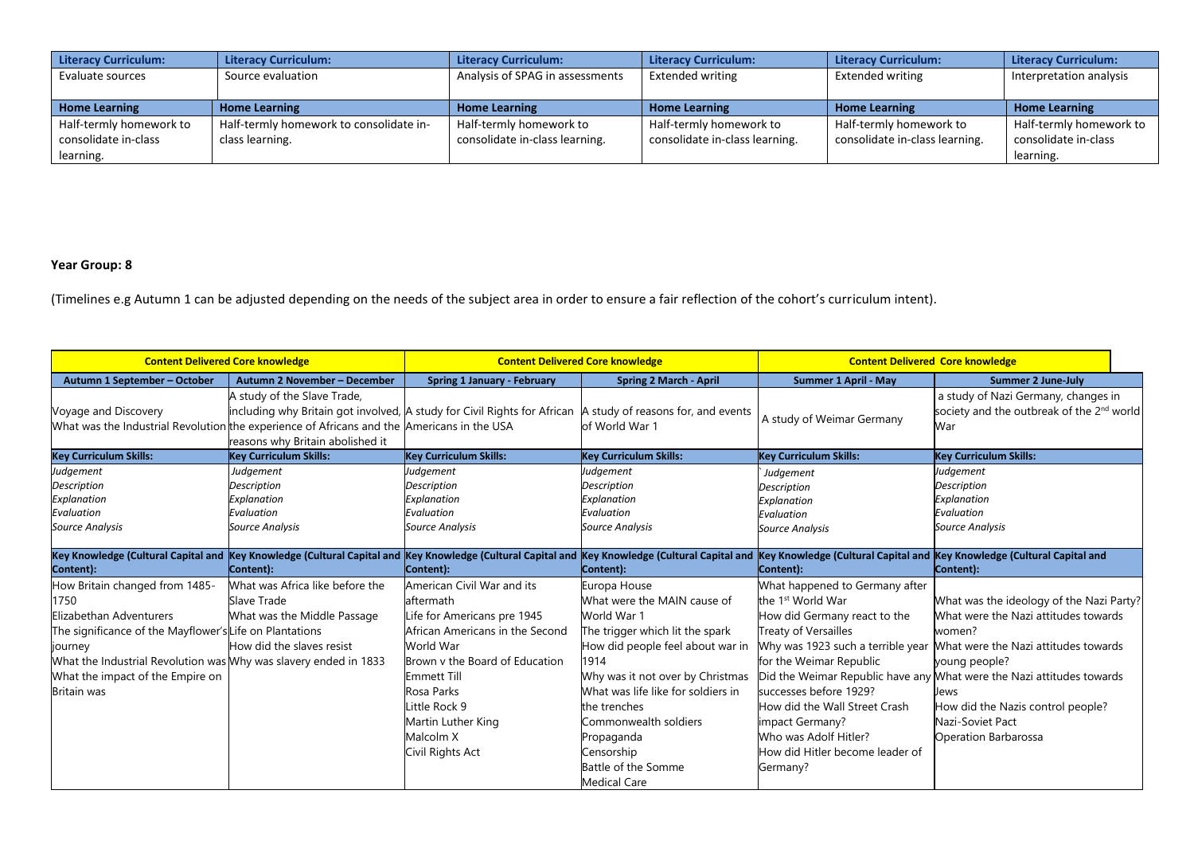| Literacy Curriculum: | Literacy Curriculum: | Literacy Curriculum: | Literacy Curriculum: | Literacy Curriculum: | Literacy Curriculum: |
|---|---|---|---|---|---|
| Evaluate sources | Source evaluation | Analysis of SPAG in assessments | Extended writing | Extended writing | Interpretation analysis |
| **Home Learning** | **Home Learning** | **Home Learning** | **Home Learning** | **Home Learning** | **Home Learning** |
| Half-termly homework to consolidate in-class learning. | Half-termly homework to consolidate in-class learning. | Half-termly homework to consolidate in-class learning. | Half-termly homework to consolidate in-class learning. | Half-termly homework to consolidate in-class learning. | Half-termly homework to consolidate in-class learning. |

**Year Group: 8**

(Timelines e.g Autumn 1 can be adjusted depending on the needs of the subject area in order to ensure a fair reflection of the cohort's curriculum intent).

| Content Delivered Core knowledge | | Content Delivered Core knowledge | | Content Delivered Core knowledge | |
|---|---|---|---|---|---|
| **Autumn 1 September – October** | **Autumn 2 November – December** | **Spring 1 January - February** | **Spring 2 March - April** | **Summer 1 April - May** | **Summer 2 June-July** |
| Voyage and Discovery<br>What was the Industrial Revolution | A study of the Slave Trade, including why Britain got involved, the experience of Africans and the reasons why Britain abolished it | A study for Civil Rights for African Americans in the USA | A study of reasons for, and events of World War 1 | A study of Weimar Germany | a study of Nazi Germany, changes in society and the outbreak of the 2nd world War |
| **Key Curriculum Skills:** | **Key Curriculum Skills:** | **Key Curriculum Skills:** | **Key Curriculum Skills:** | **Key Curriculum Skills:** | **Key Curriculum Skills:** |
| *Judgement*<br>*Description*<br>*Explanation*<br>*Evaluation*<br>*Source Analysis* | *Judgement*<br>*Description*<br>*Explanation*<br>*Evaluation*<br>*Source Analysis* | *Judgement*<br>*Description*<br>*Explanation*<br>*Evaluation*<br>*Source Analysis* | *Judgement*<br>*Description*<br>*Explanation*<br>*Evaluation*<br>*Source Analysis* | *Judgement*<br>*Description*<br>*Explanation*<br>*Evaluation*<br>*Source Analysis* | *Judgement*<br>*Description*<br>*Explanation*<br>*Evaluation*<br>*Source Analysis* |
| **Key Knowledge (Cultural Capital and Content):** | **Key Knowledge (Cultural Capital and Content):** | **Key Knowledge (Cultural Capital and Content):** | **Key Knowledge (Cultural Capital and Content):** | **Key Knowledge (Cultural Capital and Content):** | **Key Knowledge (Cultural Capital and Content):** |
| How Britain changed from 1485-1750<br>Elizabethan Adventurers<br>The significance of the Mayflower's journey<br>What the Industrial Revolution was<br>What the impact of the Empire on Britain was | What was Africa like before the Slave Trade<br>What was the Middle Passage<br>Life on Plantations<br>How did the slaves resist<br>Why was slavery ended in 1833 | American Civil War and its aftermath<br>Life for Americans pre 1945<br>African Americans in the Second World War<br>Brown v the Board of Education<br>Emmett Till<br>Rosa Parks<br>Little Rock 9<br>Martin Luther King<br>Malcolm X<br>Civil Rights Act | Europa House<br>What were the MAIN cause of World War 1<br>The trigger which lit the spark<br>How did people feel about war in 1914<br>Why was it not over by Christmas<br>What was life like for soldiers in the trenches<br>Commonwealth soldiers<br>Propaganda<br>Censorship<br>Battle of the Somme<br>Medical Care | What happened to Germany after the 1st World War<br>How did Germany react to the Treaty of Versailles<br>Why was 1923 such a terrible year for the Weimar Republic<br>Did the Weimar Republic have any successes before 1929?<br>How did the Wall Street Crash impact Germany?<br>Who was Adolf Hitler?<br>How did Hitler become leader of Germany? | What was the ideology of the Nazi Party?<br>What were the Nazi attitudes towards women?<br>What were the Nazi attitudes towards young people?<br>What were the Nazi attitudes towards Jews<br>How did the Nazis control people?<br>Nazi-Soviet Pact<br>Operation Barbarossa |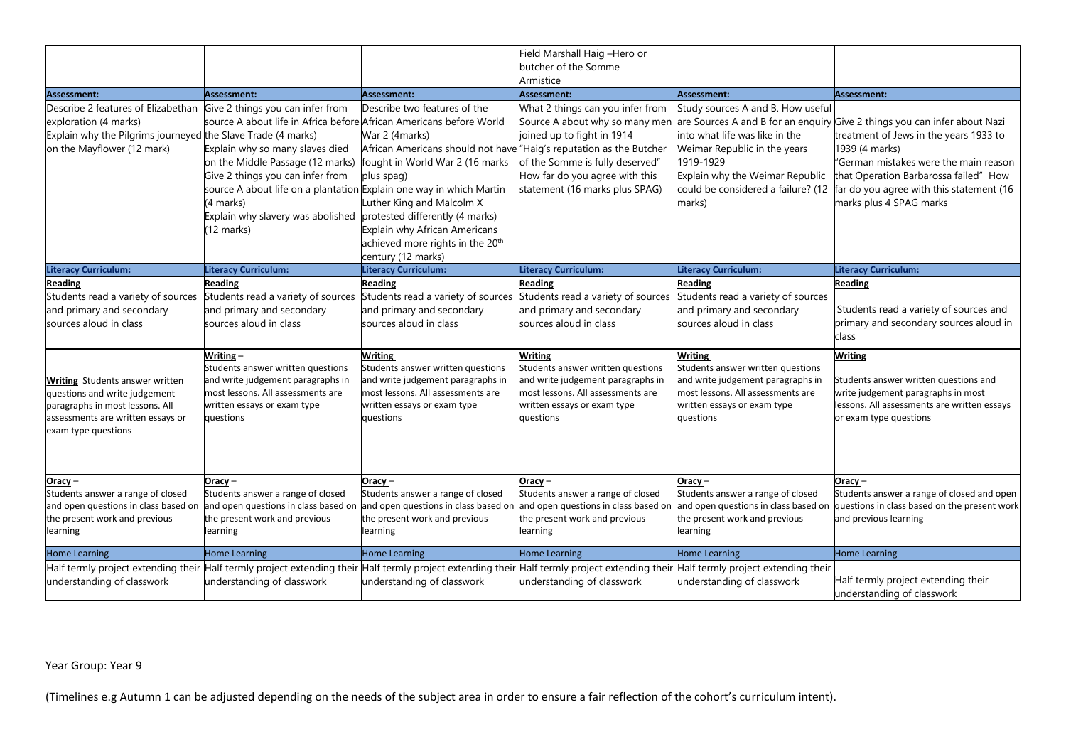| | | | | | |
|---|---|---|---|---|---|
| | | | Field Marshall Haig –Hero or butcher of the Somme Armistice | | |
| **Assessment:** | **Assessment:** | **Assessment:** | **Assessment:** | **Assessment:** | **Assessment:** |
| Describe 2 features of Elizabethan exploration (4 marks) Explain why the Pilgrims journeyed on the Mayflower (12 mark) | Give 2 things you can infer from source A about life in Africa before the Slave Trade (4 marks) Explain why so many slaves died on the Middle Passage (12 marks) Give 2 things you can infer from source A about life on a plantation (4 marks) Explain why slavery was abolished (12 marks) | Describe two features of the African Americans before World War 2 (4marks) African Americans should not have fought in World War 2 (16 marks plus spag) Explain one way in which Martin Luther King and Malcolm X protested differently (4 marks) Explain why African Americans achieved more rights in the 20th century (12 marks) | What 2 things can you infer from Source A about why so many men joined up to fight in 1914 "Haig's reputation as the Butcher of the Somme is fully deserved" How far do you agree with this statement (16 marks plus SPAG) | Study sources A and B. How useful are Sources A and B for an enquiry into what life was like in the Weimar Republic in the years 1919-1929 Explain why the Weimar Republic could be considered a failure? (12 marks) | Give 2 things you can infer about Nazi treatment of Jews in the years 1933 to 1939 (4 marks) "German mistakes were the main reason that Operation Barbarossa failed" How far do you agree with this statement (16 marks plus 4 SPAG marks |
| **Literacy Curriculum:** | **Literacy Curriculum:** | **Literacy Curriculum:** | **Literacy Curriculum:** | **Literacy Curriculum:** | **Literacy Curriculum:** |
| **Reading** Students read a variety of sources and primary and secondary sources aloud in class | **Reading** Students read a variety of sources and primary and secondary sources aloud in class | **Reading** Students read a variety of sources and primary and secondary sources aloud in class | **Reading** Students read a variety of sources and primary and secondary sources aloud in class | **Reading** Students read a variety of sources and primary and secondary sources aloud in class | **Reading** Students read a variety of sources and primary and secondary sources aloud in class |
| **Writing** Students answer written questions and write judgement paragraphs in most lessons. All assessments are written essays or exam type questions | **Writing** – Students answer written questions and write judgement paragraphs in most lessons. All assessments are written essays or exam type questions | **Writing** Students answer written questions and write judgement paragraphs in most lessons. All assessments are written essays or exam type questions | **Writing** Students answer written questions and write judgement paragraphs in most lessons. All assessments are written essays or exam type questions | **Writing** Students answer written questions and write judgement paragraphs in most lessons. All assessments are written essays or exam type questions | **Writing** Students answer written questions and write judgement paragraphs in most lessons. All assessments are written essays or exam type questions |
| **Oracy** – Students answer a range of closed and open questions in class based on the present work and previous learning | **Oracy** – Students answer a range of closed and open questions in class based on the present work and previous learning | **Oracy** – Students answer a range of closed and open questions in class based on the present work and previous learning | **Oracy** – Students answer a range of closed and open questions in class based on the present work and previous learning | **Oracy** – Students answer a range of closed and open questions in class based on the present work and previous learning | **Oracy** – Students answer a range of closed and open questions in class based on the present work and previous learning |
| Home Learning | Home Learning | Home Learning | Home Learning | Home Learning | Home Learning |
| Half termly project extending their understanding of classwork | Half termly project extending their understanding of classwork | Half termly project extending their understanding of classwork | Half termly project extending their understanding of classwork | Half termly project extending their understanding of classwork | Half termly project extending their understanding of classwork |

Year Group: Year 9

(Timelines e.g Autumn 1 can be adjusted depending on the needs of the subject area in order to ensure a fair reflection of the cohort's curriculum intent).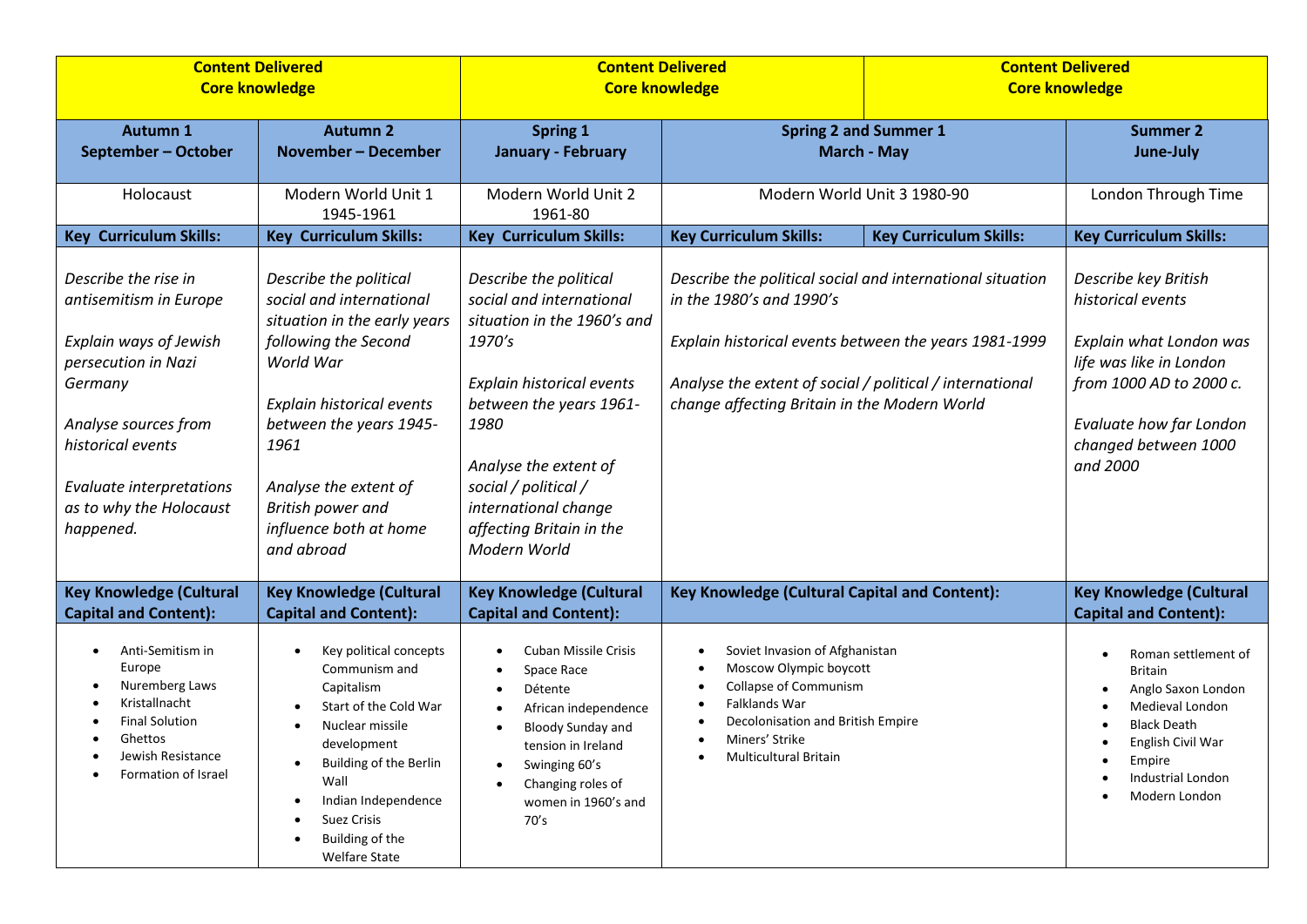| Content Delivered<br>Core knowledge | | Content Delivered<br>Core knowledge | | Content Delivered<br>Core knowledge |
|---|---|---|---|---|
| **Autumn 1<br>September – October** | **Autumn 2<br>November – December** | **Spring 1<br>January - February** | **Spring 2 and Summer 1<br>March - May** | **Summer 2<br>June-July** |
| Holocaust | Modern World Unit 1 1945-1961 | Modern World Unit 2 1961-80 | Modern World Unit 3 1980-90 | London Through Time |
| **Key Curriculum Skills:** | **Key Curriculum Skills:** | **Key Curriculum Skills:** | **Key Curriculum Skills:** / **Key Curriculum Skills:** | **Key Curriculum Skills:** |
| *Describe the rise in antisemitism in Europe*<br><br>*Explain ways of Jewish persecution in Nazi Germany*<br><br>*Analyse sources from historical events*<br><br>*Evaluate interpretations as to why the Holocaust happened.* | *Describe the political social and international situation in the early years following the Second World War*<br><br>*Explain historical events between the years 1945-1961*<br><br>*Analyse the extent of British power and influence both at home and abroad* | *Describe the political social and international situation in the 1960's and 1970's*<br><br>*Explain historical events between the years 1961-1980*<br><br>*Analyse the extent of social / political / international change affecting Britain in the Modern World* | *Describe the political social and international situation in the 1980's and 1990's*<br><br>*Explain historical events between the years 1981-1999*<br><br>*Analyse the extent of social / political / international change affecting Britain in the Modern World* | *Describe key British historical events*<br><br>*Explain what London was life was like in London from 1000 AD to 2000 c.*<br><br>*Evaluate how far London changed between 1000 and 2000* |
| **Key Knowledge (Cultural Capital and Content):** | **Key Knowledge (Cultural Capital and Content):** | **Key Knowledge (Cultural Capital and Content):** | **Key Knowledge (Cultural Capital and Content):** | **Key Knowledge (Cultural Capital and Content):** |
| • Anti-Semitism in Europe<br>• Nuremberg Laws<br>• Kristallnacht<br>• Final Solution<br>• Ghettos<br>• Jewish Resistance<br>• Formation of Israel | • Key political concepts Communism and Capitalism<br>• Start of the Cold War<br>• Nuclear missile development<br>• Building of the Berlin Wall<br>• Indian Independence<br>• Suez Crisis<br>• Building of the Welfare State | • Cuban Missile Crisis<br>• Space Race<br>• Détente<br>• African independence<br>• Bloody Sunday and tension in Ireland<br>• Swinging 60's<br>• Changing roles of women in 1960's and 70's | • Soviet Invasion of Afghanistan<br>• Moscow Olympic boycott<br>• Collapse of Communism<br>• Falklands War<br>• Decolonisation and British Empire<br>• Miners' Strike<br>• Multicultural Britain | • Roman settlement of Britain<br>• Anglo Saxon London<br>• Medieval London<br>• Black Death<br>• English Civil War<br>• Empire<br>• Industrial London<br>• Modern London |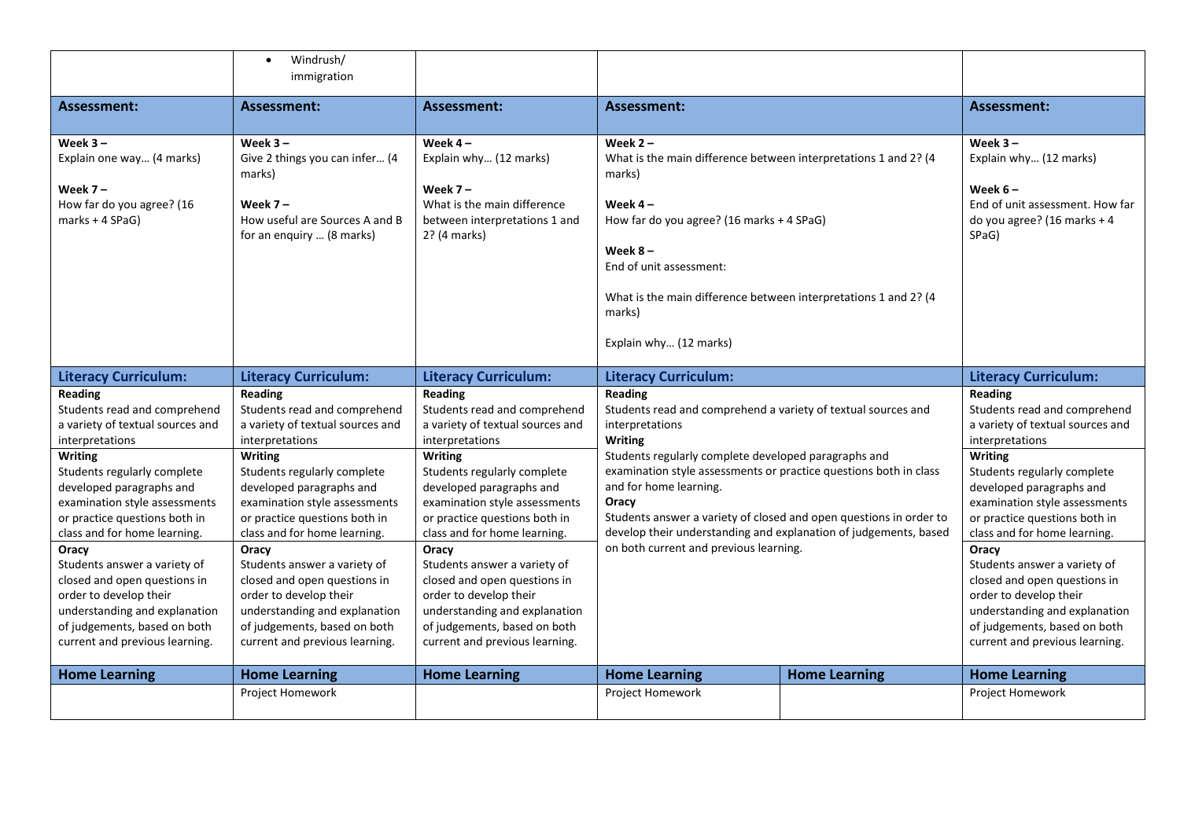| | | | | | |
|---|---|---|---|---|---|
| | • Windrush/ immigration | | | | |
| **Assessment:** | **Assessment:** | **Assessment:** | **Assessment:** | | **Assessment:** |
| **Week 3 –** Explain one way… (4 marks)<br><br>**Week 7 –** How far do you agree? (16 marks + 4 SPaG) | **Week 3 –** Give 2 things you can infer… (4 marks)<br><br>**Week 7 –** How useful are Sources A and B for an enquiry … (8 marks) | **Week 4 –** Explain why… (12 marks)<br><br>**Week 7 –** What is the main difference between interpretations 1 and 2? (4 marks) | **Week 2 –** What is the main difference between interpretations 1 and 2? (4 marks)<br><br>**Week 4 –** How far do you agree? (16 marks + 4 SPaG)<br><br>**Week 8 –** End of unit assessment:<br><br>What is the main difference between interpretations 1 and 2? (4 marks)<br><br>Explain why… (12 marks) | | **Week 3 –** Explain why… (12 marks)<br><br>**Week 6 –** End of unit assessment. How far do you agree? (16 marks + 4 SPaG) |
| **Literacy Curriculum:** | **Literacy Curriculum:** | **Literacy Curriculum:** | **Literacy Curriculum:** | | **Literacy Curriculum:** |
| **Reading** Students read and comprehend a variety of textual sources and interpretations<br>**Writing** Students regularly complete developed paragraphs and examination style assessments or practice questions both in class and for home learning.<br>**Oracy** Students answer a variety of closed and open questions in order to develop their understanding and explanation of judgements, based on both current and previous learning. | **Reading** Students read and comprehend a variety of textual sources and interpretations<br>**Writing** Students regularly complete developed paragraphs and examination style assessments or practice questions both in class and for home learning.<br>**Oracy** Students answer a variety of closed and open questions in order to develop their understanding and explanation of judgements, based on both current and previous learning. | **Reading** Students read and comprehend a variety of textual sources and interpretations<br>**Writing** Students regularly complete developed paragraphs and examination style assessments or practice questions both in class and for home learning.<br>**Oracy** Students answer a variety of closed and open questions in order to develop their understanding and explanation of judgements, based on both current and previous learning. | **Reading** Students read and comprehend a variety of textual sources and interpretations<br>**Writing** Students regularly complete developed paragraphs and examination style assessments or practice questions both in class and for home learning.<br>**Oracy** Students answer a variety of closed and open questions in order to develop their understanding and explanation of judgements, based on both current and previous learning. | | **Reading** Students read and comprehend a variety of textual sources and interpretations<br>**Writing** Students regularly complete developed paragraphs and examination style assessments or practice questions both in class and for home learning.<br>**Oracy** Students answer a variety of closed and open questions in order to develop their understanding and explanation of judgements, based on both current and previous learning. |
| **Home Learning** | **Home Learning** | **Home Learning** | **Home Learning** | **Home Learning** | **Home Learning** |
| | Project Homework | | Project Homework | | Project Homework |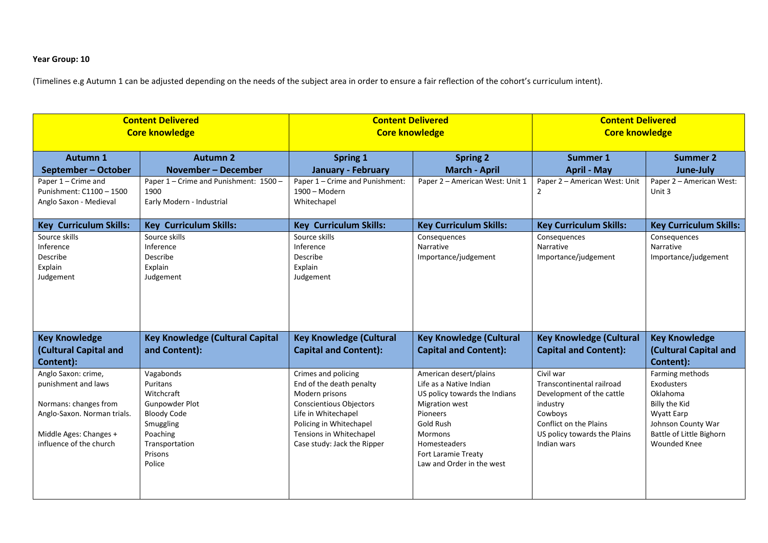**Year Group: 10**

(Timelines e.g Autumn 1 can be adjusted depending on the needs of the subject area in order to ensure a fair reflection of the cohort's curriculum intent).

| **Content Delivered Core knowledge** | | **Content Delivered Core knowledge** | | **Content Delivered Core knowledge** | |
|---|---|---|---|---|---|
| **Autumn 1 September – October** | **Autumn 2 November – December** | **Spring 1 January - February** | **Spring 2 March - April** | **Summer 1 April - May** | **Summer 2 June-July** |
| Paper 1 – Crime and Punishment: C1100 – 1500<br>Anglo Saxon - Medieval | Paper 1 – Crime and Punishment: 1500 – 1900<br>Early Modern - Industrial | Paper 1 – Crime and Punishment: 1900 – Modern<br>Whitechapel | Paper 2 – American West: Unit 1 | Paper 2 – American West: Unit 2 | Paper 2 – American West: Unit 3 |
| **Key Curriculum Skills:** | **Key Curriculum Skills:** | **Key Curriculum Skills:** | **Key Curriculum Skills:** | **Key Curriculum Skills:** | **Key Curriculum Skills:** |
| Source skills<br>Inference<br>Describe<br>Explain<br>Judgement | Source skills<br>Inference<br>Describe<br>Explain<br>Judgement | Source skills<br>Inference<br>Describe<br>Explain<br>Judgement | Consequences<br>Narrative<br>Importance/judgement | Consequences<br>Narrative<br>Importance/judgement | Consequences<br>Narrative<br>Importance/judgement |
| **Key Knowledge (Cultural Capital and Content):** | **Key Knowledge (Cultural Capital and Content):** | **Key Knowledge (Cultural Capital and Content):** | **Key Knowledge (Cultural Capital and Content):** | **Key Knowledge (Cultural Capital and Content):** | **Key Knowledge (Cultural Capital and Content):** |
| Anglo Saxon: crime, punishment and laws<br><br>Normans: changes from Anglo-Saxon. Norman trials.<br><br>Middle Ages: Changes + influence of the church | Vagabonds<br>Puritans<br>Witchcraft<br>Gunpowder Plot<br>Bloody Code<br>Smuggling<br>Poaching<br>Transportation<br>Prisons<br>Police | Crimes and policing<br>End of the death penalty<br>Modern prisons<br>Conscientious Objectors<br>Life in Whitechapel<br>Policing in Whitechapel<br>Tensions in Whitechapel<br>Case study: Jack the Ripper | American desert/plains<br>Life as a Native Indian<br>US policy towards the Indians<br>Migration west<br>Pioneers<br>Gold Rush<br>Mormons<br>Homesteaders<br>Fort Laramie Treaty<br>Law and Order in the west | Civil war<br>Transcontinental railroad<br>Development of the cattle industry<br>Cowboys<br>Conflict on the Plains<br>US policy towards the Plains<br>Indian wars | Farming methods<br>Exodusters<br>Oklahoma<br>Billy the Kid<br>Wyatt Earp<br>Johnson County War<br>Battle of Little Bighorn<br>Wounded Knee |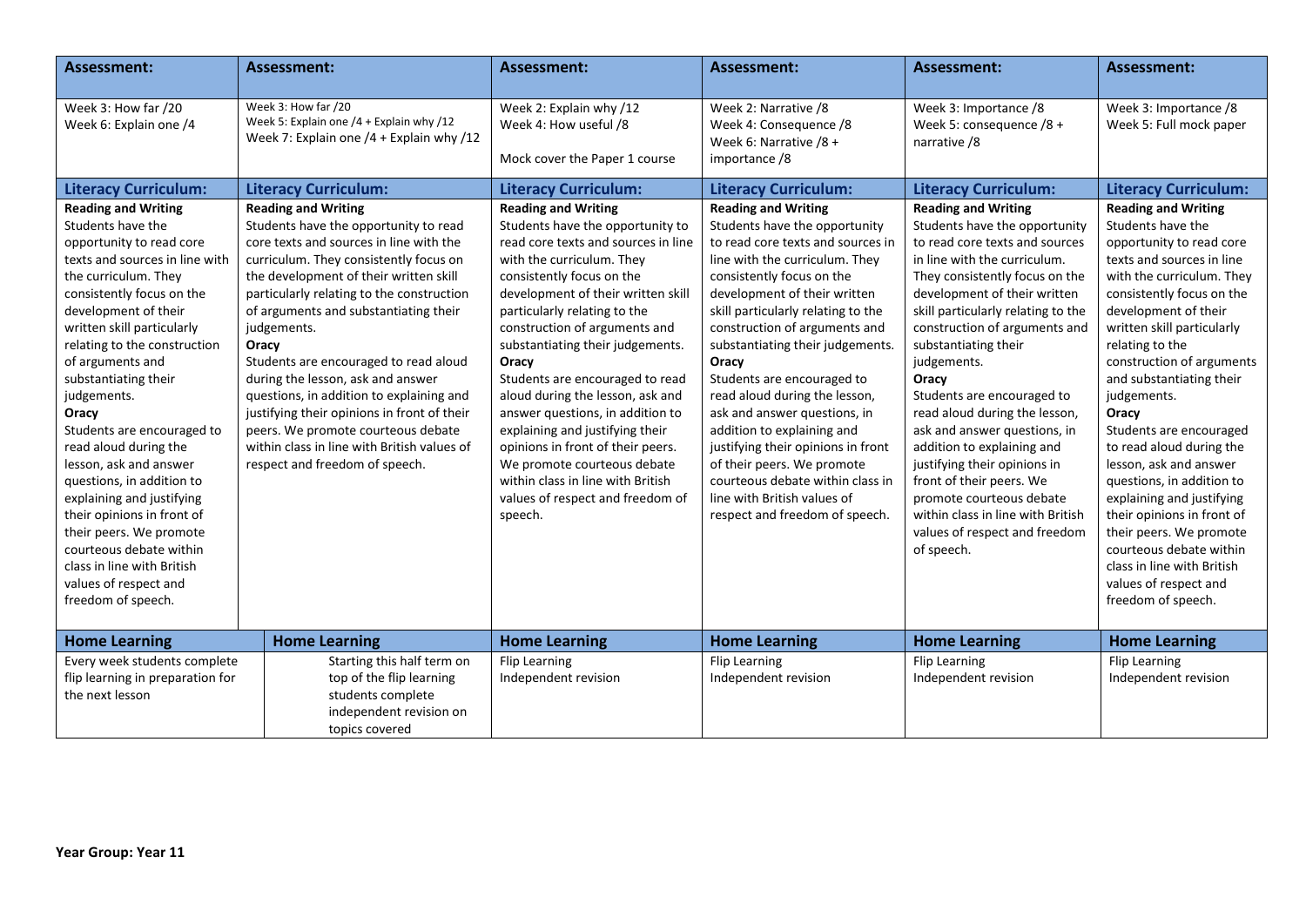| Assessment: | Assessment: | Assessment: | Assessment: | Assessment: | Assessment: |
|---|---|---|---|---|---|
| Week 3: How far /20<br>Week 6: Explain one /4 | Week 3: How far /20<br>Week 5: Explain one /4 + Explain why /12<br>Week 7: Explain one /4 + Explain why /12 | Week 2: Explain why /12<br>Week 4: How useful /8<br><br>Mock cover the Paper 1 course | Week 2: Narrative /8<br>Week 4: Consequence /8<br>Week 6: Narrative /8 + importance /8 | Week 3: Importance /8<br>Week 5: consequence /8 + narrative /8 | Week 3: Importance /8<br>Week 5: Full mock paper |
| **Literacy Curriculum:** | **Literacy Curriculum:** | **Literacy Curriculum:** | **Literacy Curriculum:** | **Literacy Curriculum:** | **Literacy Curriculum:** |
| **Reading and Writing**<br>Students have the opportunity to read core texts and sources in line with the curriculum. They consistently focus on the development of their written skill particularly relating to the construction of arguments and substantiating their judgements.<br>**Oracy**<br>Students are encouraged to read aloud during the lesson, ask and answer questions, in addition to explaining and justifying their opinions in front of their peers. We promote courteous debate within class in line with British values of respect and freedom of speech. | **Reading and Writing**<br>Students have the opportunity to read core texts and sources in line with the curriculum. They consistently focus on the development of their written skill particularly relating to the construction of arguments and substantiating their judgements.<br>**Oracy**<br>Students are encouraged to read aloud during the lesson, ask and answer questions, in addition to explaining and justifying their opinions in front of their peers. We promote courteous debate within class in line with British values of respect and freedom of speech. | **Reading and Writing**<br>Students have the opportunity to read core texts and sources in line with the curriculum. They consistently focus on the development of their written skill particularly relating to the construction of arguments and substantiating their judgements.<br>**Oracy**<br>Students are encouraged to read aloud during the lesson, ask and answer questions, in addition to explaining and justifying their opinions in front of their peers. We promote courteous debate within class in line with British values of respect and freedom of speech. | **Reading and Writing**<br>Students have the opportunity to read core texts and sources in line with the curriculum. They consistently focus on the development of their written skill particularly relating to the construction of arguments and substantiating their judgements.<br>**Oracy**<br>Students are encouraged to read aloud during the lesson, ask and answer questions, in addition to explaining and justifying their opinions in front of their peers. We promote courteous debate within class in line with British values of respect and freedom of speech. | **Reading and Writing**<br>Students have the opportunity to read core texts and sources in line with the curriculum. They consistently focus on the development of their written skill particularly relating to the construction of arguments and substantiating their judgements.<br>**Oracy**<br>Students are encouraged to read aloud during the lesson, ask and answer questions, in addition to explaining and justifying their opinions in front of their peers. We promote courteous debate within class in line with British values of respect and freedom of speech. | **Reading and Writing**<br>Students have the opportunity to read core texts and sources in line with the curriculum. They consistently focus on the development of their written skill particularly relating to the construction of arguments and substantiating their judgements.<br>**Oracy**<br>Students are encouraged to read aloud during the lesson, ask and answer questions, in addition to explaining and justifying their opinions in front of their peers. We promote courteous debate within class in line with British values of respect and freedom of speech. |
| **Home Learning** | **Home Learning** | **Home Learning** | **Home Learning** | **Home Learning** | **Home Learning** |
| Every week students complete flip learning in preparation for the next lesson | Starting this half term on top of the flip learning students complete independent revision on topics covered | Flip Learning<br>Independent revision | Flip Learning<br>Independent revision | Flip Learning<br>Independent revision | Flip Learning<br>Independent revision |

**Year Group: Year 11**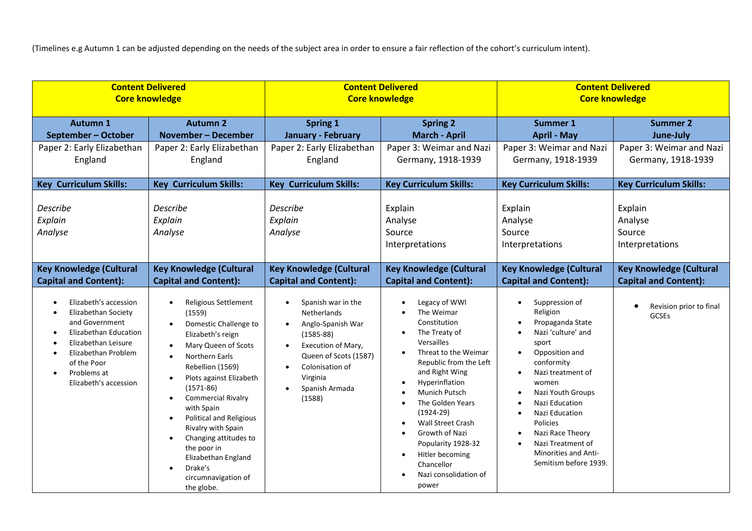(Timelines e.g Autumn 1 can be adjusted depending on the needs of the subject area in order to ensure a fair reflection of the cohort's curriculum intent).

| **Content Delivered Core knowledge** | | **Content Delivered Core knowledge** | | **Content Delivered Core knowledge** | |
|---|---|---|---|---|---|
| **Autumn 1 September – October** | **Autumn 2 November – December** | **Spring 1 January - February** | **Spring 2 March - April** | **Summer 1 April - May** | **Summer 2 June-July** |
| Paper 2: Early Elizabethan England | Paper 2: Early Elizabethan England | Paper 2: Early Elizabethan England | Paper 3: Weimar and Nazi Germany, 1918-1939 | Paper 3: Weimar and Nazi Germany, 1918-1939 | Paper 3: Weimar and Nazi Germany, 1918-1939 |
| **Key Curriculum Skills:** | **Key Curriculum Skills:** | **Key Curriculum Skills:** | **Key Curriculum Skills:** | **Key Curriculum Skills:** | **Key Curriculum Skills:** |
| *Describe*<br>*Explain*<br>*Analyse* | *Describe*<br>*Explain*<br>*Analyse* | *Describe*<br>*Explain*<br>*Analyse* | Explain<br>Analyse<br>Source<br>Interpretations | Explain<br>Analyse<br>Source<br>Interpretations | Explain<br>Analyse<br>Source<br>Interpretations |
| **Key Knowledge (Cultural Capital and Content):** | **Key Knowledge (Cultural Capital and Content):** | **Key Knowledge (Cultural Capital and Content):** | **Key Knowledge (Cultural Capital and Content):** | **Key Knowledge (Cultural Capital and Content):** | **Key Knowledge (Cultural Capital and Content):** |
| • Elizabeth's accession<br>• Elizabethan Society and Government<br>• Elizabethan Education<br>• Elizabethan Leisure<br>• Elizabethan Problem of the Poor<br>• Problems at Elizabeth's accession | • Religious Settlement (1559)<br>• Domestic Challenge to Elizabeth's reign<br>• Mary Queen of Scots<br>• Northern Earls Rebellion (1569)<br>• Plots against Elizabeth (1571-86)<br>• Commercial Rivalry with Spain<br>• Political and Religious Rivalry with Spain<br>• Changing attitudes to the poor in Elizabethan England<br>• Drake's circumnavigation of the globe. | • Spanish war in the Netherlands<br>• Anglo-Spanish War (1585-88)<br>• Execution of Mary, Queen of Scots (1587)<br>• Colonisation of Virginia<br>• Spanish Armada (1588) | • Legacy of WWI<br>• The Weimar Constitution<br>• The Treaty of Versailles<br>• Threat to the Weimar Republic from the Left and Right Wing<br>• Hyperinflation<br>• Munich Putsch<br>• The Golden Years (1924-29)<br>• Wall Street Crash<br>• Growth of Nazi Popularity 1928-32<br>• Hitler becoming Chancellor<br>• Nazi consolidation of power | • Suppression of Religion<br>• Propaganda State<br>• Nazi 'culture' and sport<br>• Opposition and conformity<br>• Nazi treatment of women<br>• Nazi Youth Groups<br>• Nazi Education<br>• Nazi Education Policies<br>• Nazi Race Theory<br>• Nazi Treatment of Minorities and Anti-Semitism before 1939. | • Revision prior to final GCSEs |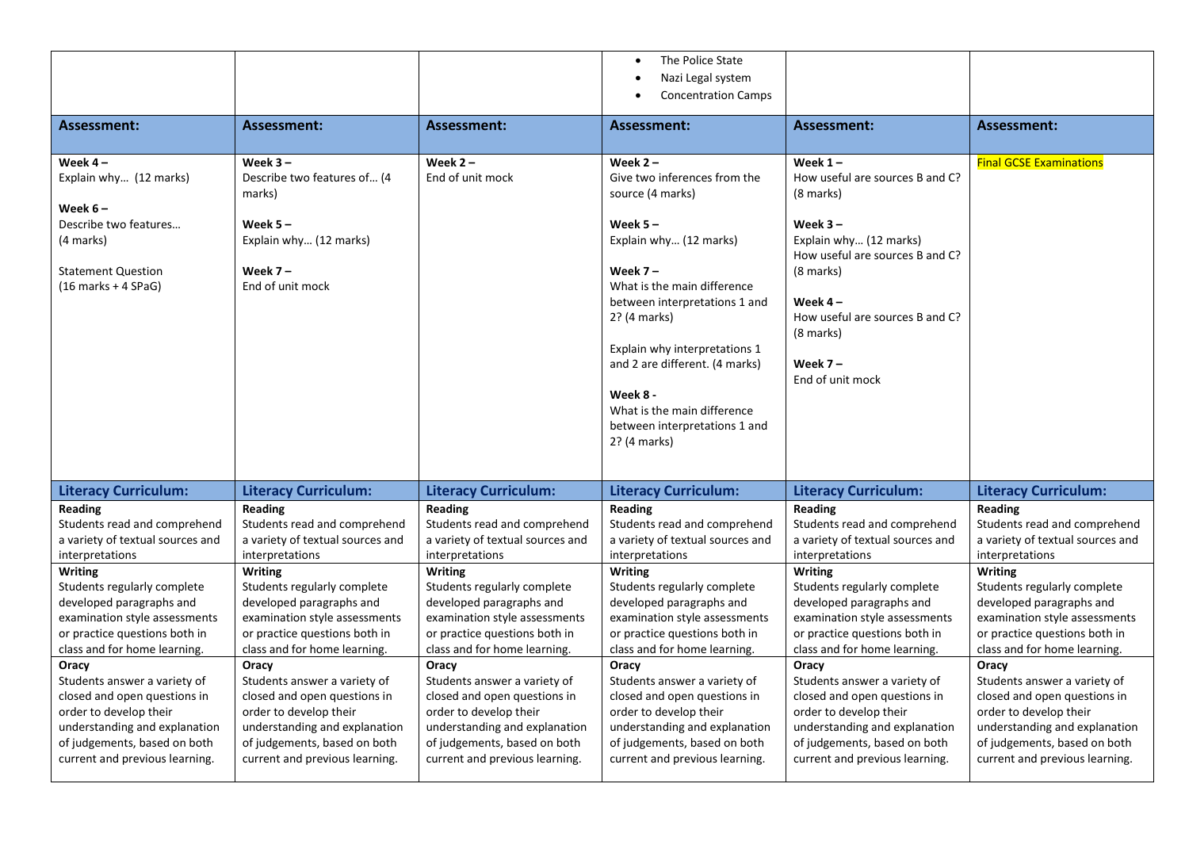| | | | • The Police State<br>• Nazi Legal system<br>• Concentration Camps | | |
|---|---|---|---|---|---|
| **Assessment:** | **Assessment:** | **Assessment:** | **Assessment:** | **Assessment:** | **Assessment:** |
| **Week 4 –**<br>Explain why… (12 marks)<br><br>**Week 6 –**<br>Describe two features…<br>(4 marks)<br><br>Statement Question<br>(16 marks + 4 SPaG) | **Week 3 –**<br>Describe two features of… (4 marks)<br><br>**Week 5 –**<br>Explain why… (12 marks)<br><br>**Week 7 –**<br>End of unit mock | **Week 2 –**<br>End of unit mock | **Week 2 –**<br>Give two inferences from the source (4 marks)<br><br>**Week 5 –**<br>Explain why… (12 marks)<br><br>**Week 7 –**<br>What is the main difference between interpretations 1 and 2? (4 marks)<br><br>Explain why interpretations 1 and 2 are different. (4 marks)<br><br>**Week 8 -**<br>What is the main difference between interpretations 1 and 2? (4 marks) | **Week 1 –**<br>How useful are sources B and C? (8 marks)<br><br>**Week 3 –**<br>Explain why… (12 marks)<br>How useful are sources B and C? (8 marks)<br><br>**Week 4 –**<br>How useful are sources B and C? (8 marks)<br><br>**Week 7 –**<br>End of unit mock | Final GCSE Examinations |
| **Literacy Curriculum:** | **Literacy Curriculum:** | **Literacy Curriculum:** | **Literacy Curriculum:** | **Literacy Curriculum:** | **Literacy Curriculum:** |
| **Reading**<br>Students read and comprehend a variety of textual sources and interpretations<br>**Writing**<br>Students regularly complete developed paragraphs and examination style assessments or practice questions both in class and for home learning.<br>**Oracy**<br>Students answer a variety of closed and open questions in order to develop their understanding and explanation of judgements, based on both current and previous learning. | **Reading**<br>Students read and comprehend a variety of textual sources and interpretations<br>**Writing**<br>Students regularly complete developed paragraphs and examination style assessments or practice questions both in class and for home learning.<br>**Oracy**<br>Students answer a variety of closed and open questions in order to develop their understanding and explanation of judgements, based on both current and previous learning. | **Reading**<br>Students read and comprehend a variety of textual sources and interpretations<br>**Writing**<br>Students regularly complete developed paragraphs and examination style assessments or practice questions both in class and for home learning.<br>**Oracy**<br>Students answer a variety of closed and open questions in order to develop their understanding and explanation of judgements, based on both current and previous learning. | **Reading**<br>Students read and comprehend a variety of textual sources and interpretations<br>**Writing**<br>Students regularly complete developed paragraphs and examination style assessments or practice questions both in class and for home learning.<br>**Oracy**<br>Students answer a variety of closed and open questions in order to develop their understanding and explanation of judgements, based on both current and previous learning. | **Reading**<br>Students read and comprehend a variety of textual sources and interpretations<br>**Writing**<br>Students regularly complete developed paragraphs and examination style assessments or practice questions both in class and for home learning.<br>**Oracy**<br>Students answer a variety of closed and open questions in order to develop their understanding and explanation of judgements, based on both current and previous learning. | **Reading**<br>Students read and comprehend a variety of textual sources and interpretations<br>**Writing**<br>Students regularly complete developed paragraphs and examination style assessments or practice questions both in class and for home learning.<br>**Oracy**<br>Students answer a variety of closed and open questions in order to develop their understanding and explanation of judgements, based on both current and previous learning. |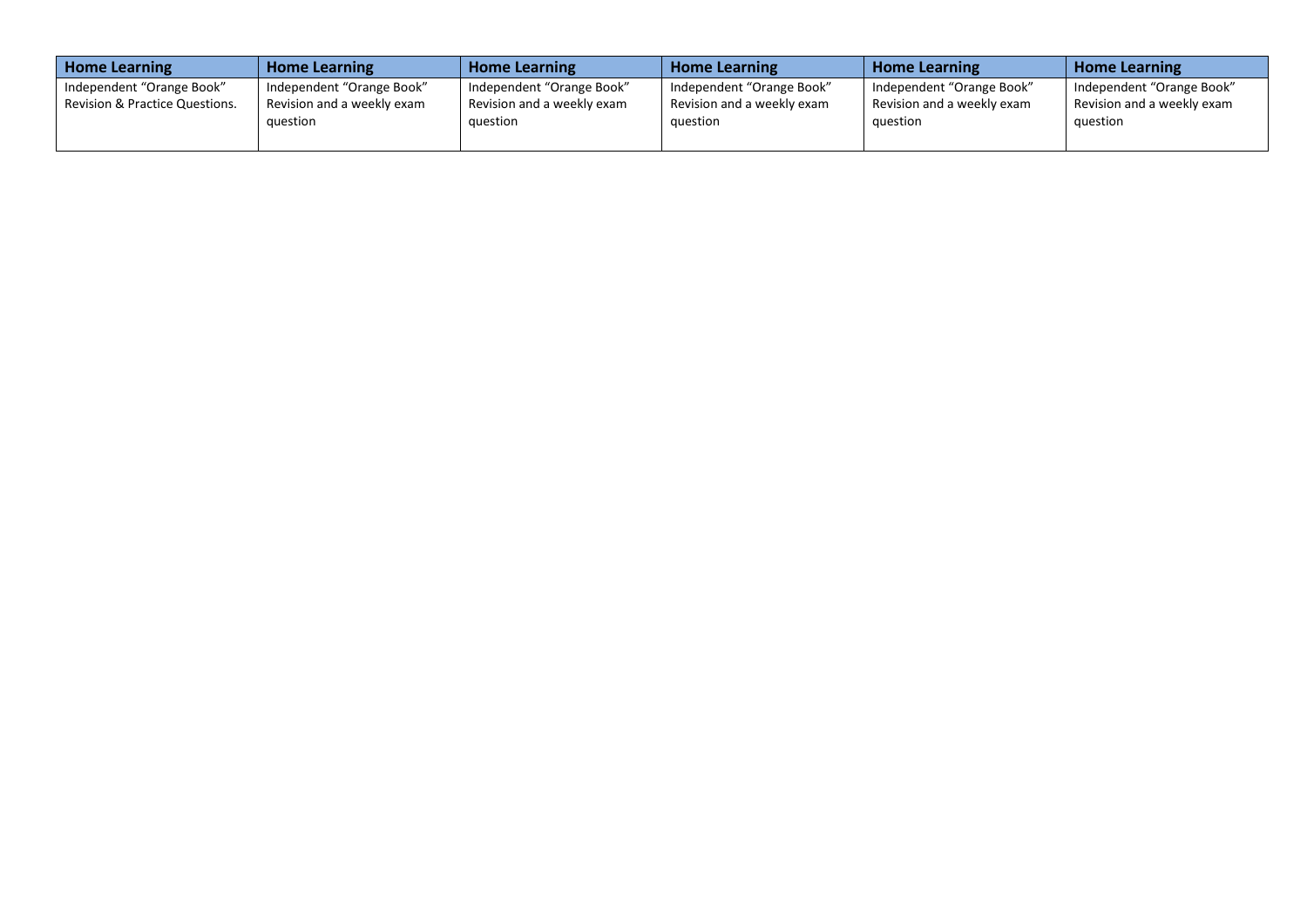| Home Learning | Home Learning | Home Learning | Home Learning | Home Learning | Home Learning |
|---|---|---|---|---|---|
| Independent "Orange Book" Revision & Practice Questions. | Independent "Orange Book" Revision and a weekly exam question | Independent "Orange Book" Revision and a weekly exam question | Independent "Orange Book" Revision and a weekly exam question | Independent "Orange Book" Revision and a weekly exam question | Independent "Orange Book" Revision and a weekly exam question |